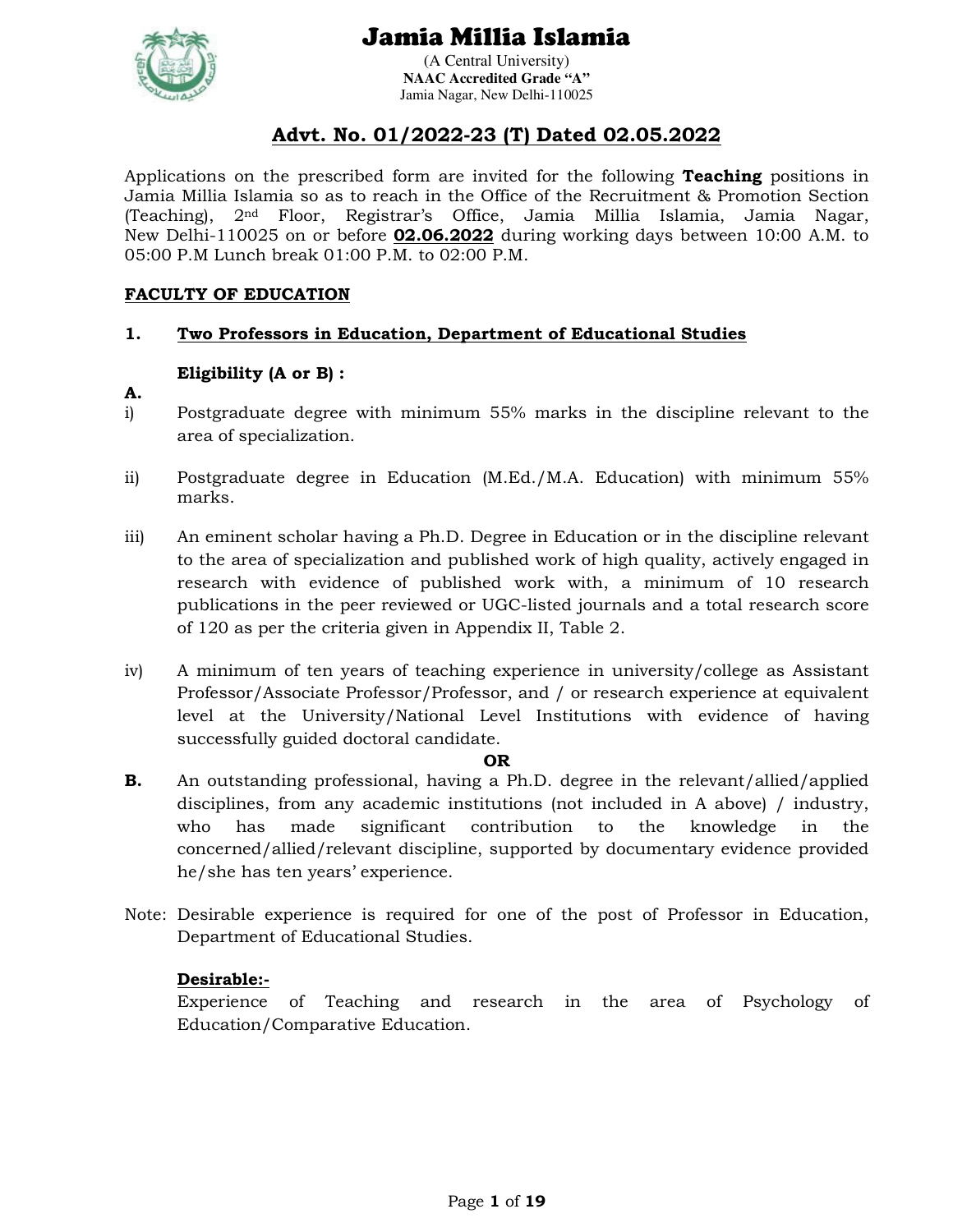# Jamia Millia Islamia

(A Central University)
**NAAC Accredited Grade "A"**
Jamia Nagar, New Delhi-110025

## Advt. No. 01/2022-23 (T) Dated 02.05.2022

Applications on the prescribed form are invited for the following **Teaching** positions in Jamia Millia Islamia so as to reach in the Office of the Recruitment & Promotion Section (Teaching), 2nd Floor, Registrar's Office, Jamia Millia Islamia, Jamia Nagar, New Delhi-110025 on or before **02.06.2022** during working days between 10:00 A.M. to 05:00 P.M Lunch break 01:00 P.M. to 02:00 P.M.

**FACULTY OF EDUCATION**

**1. Two Professors in Education, Department of Educational Studies**

**Eligibility (A or B) :**

**A.**

i) Postgraduate degree with minimum 55% marks in the discipline relevant to the area of specialization.

ii) Postgraduate degree in Education (M.Ed./M.A. Education) with minimum 55% marks.

iii) An eminent scholar having a Ph.D. Degree in Education or in the discipline relevant to the area of specialization and published work of high quality, actively engaged in research with evidence of published work with, a minimum of 10 research publications in the peer reviewed or UGC-listed journals and a total research score of 120 as per the criteria given in Appendix II, Table 2.

iv) A minimum of ten years of teaching experience in university/college as Assistant Professor/Associate Professor/Professor, and / or research experience at equivalent level at the University/National Level Institutions with evidence of having successfully guided doctoral candidate.

**OR**

**B.** An outstanding professional, having a Ph.D. degree in the relevant/allied/applied disciplines, from any academic institutions (not included in A above) / industry, who has made significant contribution to the knowledge in the concerned/allied/relevant discipline, supported by documentary evidence provided he/she has ten years' experience.

Note: Desirable experience is required for one of the post of Professor in Education, Department of Educational Studies.

**Desirable:-**
Experience of Teaching and research in the area of Psychology of Education/Comparative Education.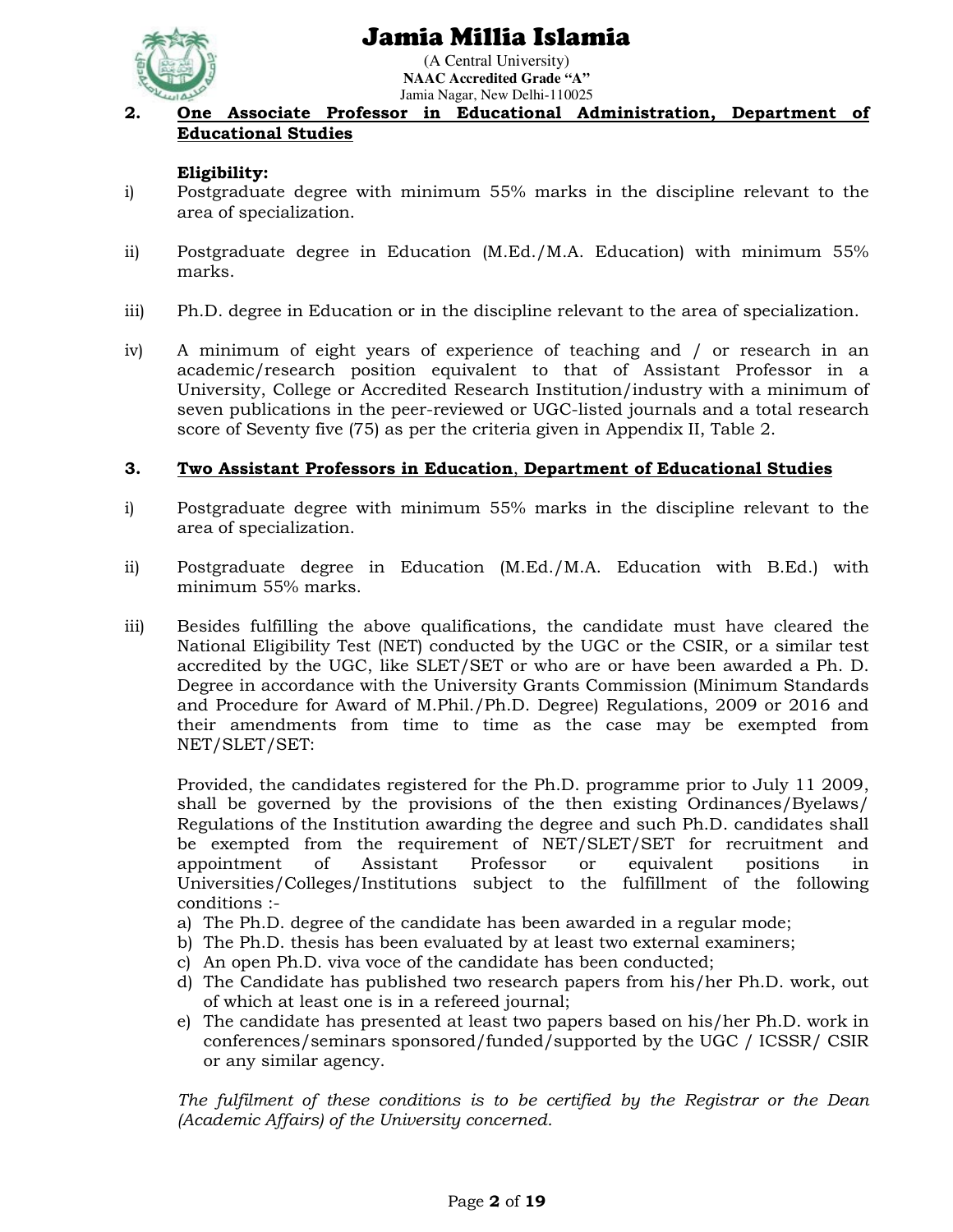**2. One Associate Professor in Educational Administration, Department of Educational Studies**

**Eligibility:**

i) Postgraduate degree with minimum 55% marks in the discipline relevant to the area of specialization.

ii) Postgraduate degree in Education (M.Ed./M.A. Education) with minimum 55% marks.

iii) Ph.D. degree in Education or in the discipline relevant to the area of specialization.

iv) A minimum of eight years of experience of teaching and / or research in an academic/research position equivalent to that of Assistant Professor in a University, College or Accredited Research Institution/industry with a minimum of seven publications in the peer-reviewed or UGC-listed journals and a total research score of Seventy five (75) as per the criteria given in Appendix II, Table 2.

**3. Two Assistant Professors in Education, Department of Educational Studies**

i) Postgraduate degree with minimum 55% marks in the discipline relevant to the area of specialization.

ii) Postgraduate degree in Education (M.Ed./M.A. Education with B.Ed.) with minimum 55% marks.

iii) Besides fulfilling the above qualifications, the candidate must have cleared the National Eligibility Test (NET) conducted by the UGC or the CSIR, or a similar test accredited by the UGC, like SLET/SET or who are or have been awarded a Ph. D. Degree in accordance with the University Grants Commission (Minimum Standards and Procedure for Award of M.Phil./Ph.D. Degree) Regulations, 2009 or 2016 and their amendments from time to time as the case may be exempted from NET/SLET/SET:

Provided, the candidates registered for the Ph.D. programme prior to July 11 2009, shall be governed by the provisions of the then existing Ordinances/Byelaws/ Regulations of the Institution awarding the degree and such Ph.D. candidates shall be exempted from the requirement of NET/SLET/SET for recruitment and appointment of Assistant Professor or equivalent positions in Universities/Colleges/Institutions subject to the fulfillment of the following conditions :-

a) The Ph.D. degree of the candidate has been awarded in a regular mode;
b) The Ph.D. thesis has been evaluated by at least two external examiners;
c) An open Ph.D. viva voce of the candidate has been conducted;
d) The Candidate has published two research papers from his/her Ph.D. work, out of which at least one is in a refereed journal;
e) The candidate has presented at least two papers based on his/her Ph.D. work in conferences/seminars sponsored/funded/supported by the UGC / ICSSR/ CSIR or any similar agency.

*The fulfilment of these conditions is to be certified by the Registrar or the Dean (Academic Affairs) of the University concerned.*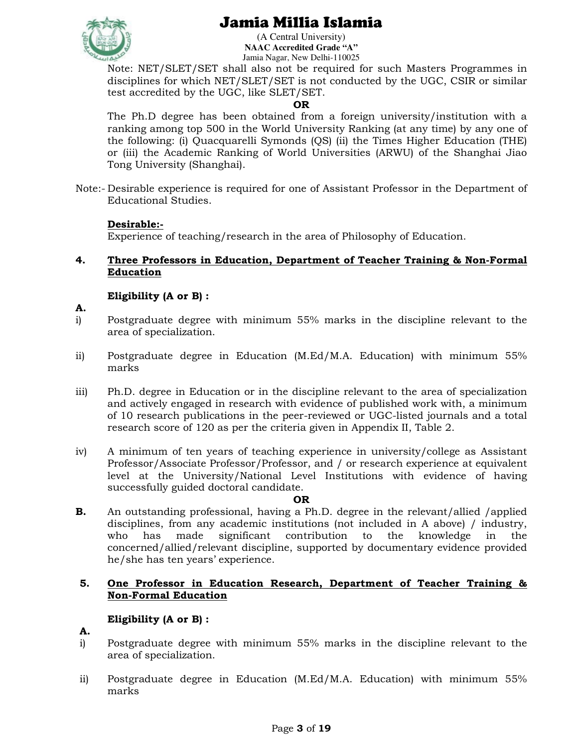Note: NET/SLET/SET shall also not be required for such Masters Programmes in disciplines for which NET/SLET/SET is not conducted by the UGC, CSIR or similar test accredited by the UGC, like SLET/SET.

**OR**

The Ph.D degree has been obtained from a foreign university/institution with a ranking among top 500 in the World University Ranking (at any time) by any one of the following: (i) Quacquarelli Symonds (QS) (ii) the Times Higher Education (THE) or (iii) the Academic Ranking of World Universities (ARWU) of the Shanghai Jiao Tong University (Shanghai).

Note:- Desirable experience is required for one of Assistant Professor in the Department of Educational Studies.

**Desirable:-**

Experience of teaching/research in the area of Philosophy of Education.

**4. Three Professors in Education, Department of Teacher Training & Non-Formal Education**

**Eligibility (A or B) :**

**A.**

i) Postgraduate degree with minimum 55% marks in the discipline relevant to the area of specialization.

ii) Postgraduate degree in Education (M.Ed/M.A. Education) with minimum 55% marks

iii) Ph.D. degree in Education or in the discipline relevant to the area of specialization and actively engaged in research with evidence of published work with, a minimum of 10 research publications in the peer-reviewed or UGC-listed journals and a total research score of 120 as per the criteria given in Appendix II, Table 2.

iv) A minimum of ten years of teaching experience in university/college as Assistant Professor/Associate Professor/Professor, and / or research experience at equivalent level at the University/National Level Institutions with evidence of having successfully guided doctoral candidate.

**OR**

**B.** An outstanding professional, having a Ph.D. degree in the relevant/allied /applied disciplines, from any academic institutions (not included in A above) / industry, who has made significant contribution to the knowledge in the concerned/allied/relevant discipline, supported by documentary evidence provided he/she has ten years' experience.

**5. One Professor in Education Research, Department of Teacher Training & Non-Formal Education**

**Eligibility (A or B) :**

**A.**

i) Postgraduate degree with minimum 55% marks in the discipline relevant to the area of specialization.

ii) Postgraduate degree in Education (M.Ed/M.A. Education) with minimum 55% marks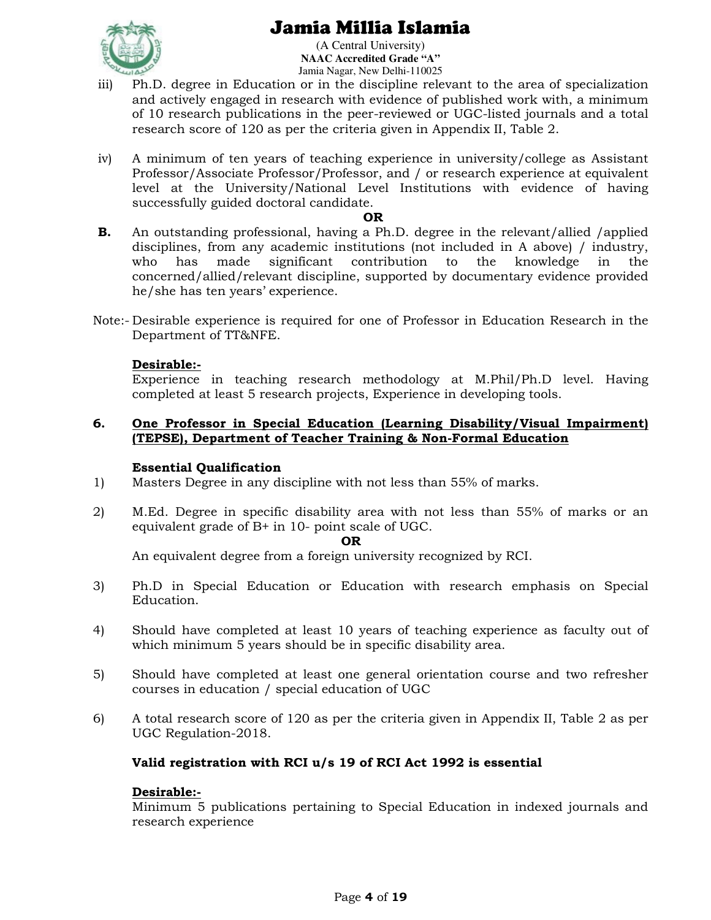iii) Ph.D. degree in Education or in the discipline relevant to the area of specialization and actively engaged in research with evidence of published work with, a minimum of 10 research publications in the peer-reviewed or UGC-listed journals and a total research score of 120 as per the criteria given in Appendix II, Table 2.

iv) A minimum of ten years of teaching experience in university/college as Assistant Professor/Associate Professor/Professor, and / or research experience at equivalent level at the University/National Level Institutions with evidence of having successfully guided doctoral candidate.

**OR**

**B.** An outstanding professional, having a Ph.D. degree in the relevant/allied /applied disciplines, from any academic institutions (not included in A above) / industry, who has made significant contribution to the knowledge in the concerned/allied/relevant discipline, supported by documentary evidence provided he/she has ten years' experience.

Note:- Desirable experience is required for one of Professor in Education Research in the Department of TT&NFE.

**Desirable:-**

Experience in teaching research methodology at M.Phil/Ph.D level. Having completed at least 5 research projects, Experience in developing tools.

**6. One Professor in Special Education (Learning Disability/Visual Impairment) (TEPSE), Department of Teacher Training & Non-Formal Education**

**Essential Qualification**

1) Masters Degree in any discipline with not less than 55% of marks.

2) M.Ed. Degree in specific disability area with not less than 55% of marks or an equivalent grade of B+ in 10- point scale of UGC.

**OR**

An equivalent degree from a foreign university recognized by RCI.

3) Ph.D in Special Education or Education with research emphasis on Special Education.

4) Should have completed at least 10 years of teaching experience as faculty out of which minimum 5 years should be in specific disability area.

5) Should have completed at least one general orientation course and two refresher courses in education / special education of UGC

6) A total research score of 120 as per the criteria given in Appendix II, Table 2 as per UGC Regulation-2018.

**Valid registration with RCI u/s 19 of RCI Act 1992 is essential**

**Desirable:-**

Minimum 5 publications pertaining to Special Education in indexed journals and research experience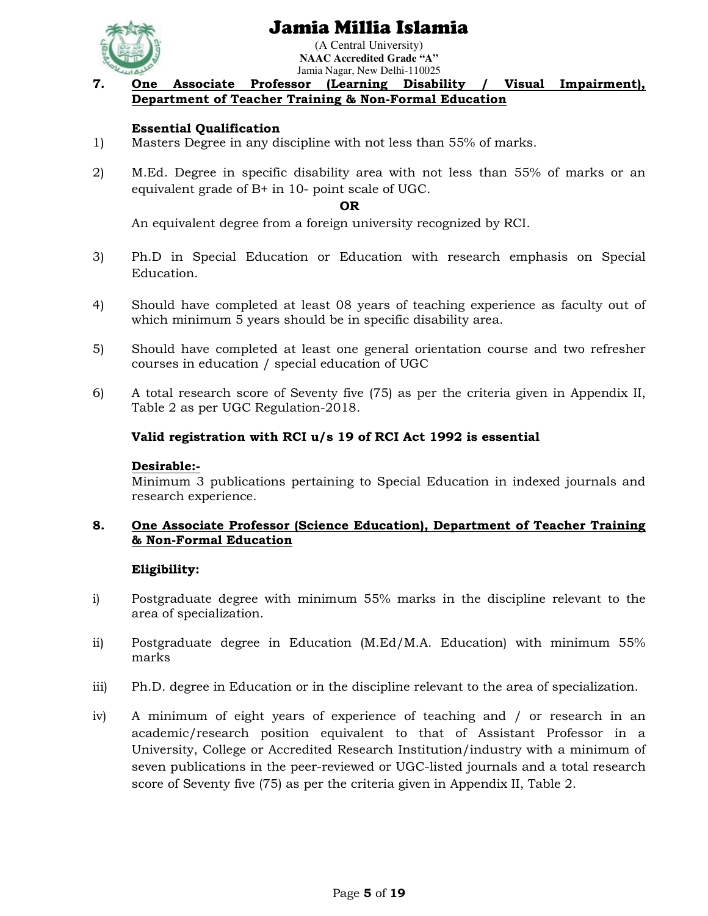**7. One Associate Professor (Learning Disability / Visual Impairment), Department of Teacher Training & Non-Formal Education**

**Essential Qualification**

1) Masters Degree in any discipline with not less than 55% of marks.

2) M.Ed. Degree in specific disability area with not less than 55% of marks or an equivalent grade of B+ in 10- point scale of UGC.

**OR**

An equivalent degree from a foreign university recognized by RCI.

3) Ph.D in Special Education or Education with research emphasis on Special Education.

4) Should have completed at least 08 years of teaching experience as faculty out of which minimum 5 years should be in specific disability area.

5) Should have completed at least one general orientation course and two refresher courses in education / special education of UGC

6) A total research score of Seventy five (75) as per the criteria given in Appendix II, Table 2 as per UGC Regulation-2018.

**Valid registration with RCI u/s 19 of RCI Act 1992 is essential**

**Desirable:-**

Minimum 3 publications pertaining to Special Education in indexed journals and research experience.

**8. One Associate Professor (Science Education), Department of Teacher Training & Non-Formal Education**

**Eligibility:**

i) Postgraduate degree with minimum 55% marks in the discipline relevant to the area of specialization.

ii) Postgraduate degree in Education (M.Ed/M.A. Education) with minimum 55% marks

iii) Ph.D. degree in Education or in the discipline relevant to the area of specialization.

iv) A minimum of eight years of experience of teaching and / or research in an academic/research position equivalent to that of Assistant Professor in a University, College or Accredited Research Institution/industry with a minimum of seven publications in the peer-reviewed or UGC-listed journals and a total research score of Seventy five (75) as per the criteria given in Appendix II, Table 2.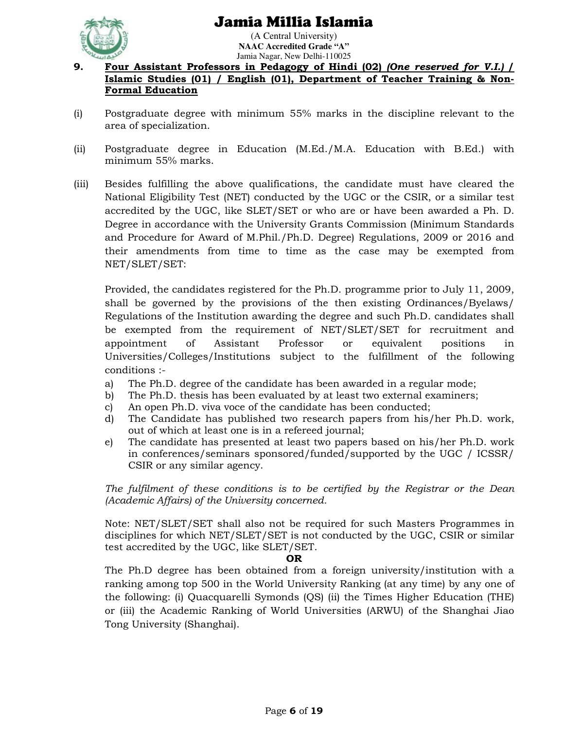**9. Four Assistant Professors in Pedagogy of Hindi (02) *(One reserved for V.I.)* / Islamic Studies (01) / English (01), Department of Teacher Training & Non-Formal Education**

(i) Postgraduate degree with minimum 55% marks in the discipline relevant to the area of specialization.

(ii) Postgraduate degree in Education (M.Ed./M.A. Education with B.Ed.) with minimum 55% marks.

(iii) Besides fulfilling the above qualifications, the candidate must have cleared the National Eligibility Test (NET) conducted by the UGC or the CSIR, or a similar test accredited by the UGC, like SLET/SET or who are or have been awarded a Ph. D. Degree in accordance with the University Grants Commission (Minimum Standards and Procedure for Award of M.Phil./Ph.D. Degree) Regulations, 2009 or 2016 and their amendments from time to time as the case may be exempted from NET/SLET/SET:

Provided, the candidates registered for the Ph.D. programme prior to July 11, 2009, shall be governed by the provisions of the then existing Ordinances/Byelaws/ Regulations of the Institution awarding the degree and such Ph.D. candidates shall be exempted from the requirement of NET/SLET/SET for recruitment and appointment of Assistant Professor or equivalent positions in Universities/Colleges/Institutions subject to the fulfillment of the following conditions :-

a) The Ph.D. degree of the candidate has been awarded in a regular mode;
b) The Ph.D. thesis has been evaluated by at least two external examiners;
c) An open Ph.D. viva voce of the candidate has been conducted;
d) The Candidate has published two research papers from his/her Ph.D. work, out of which at least one is in a refereed journal;
e) The candidate has presented at least two papers based on his/her Ph.D. work in conferences/seminars sponsored/funded/supported by the UGC / ICSSR/ CSIR or any similar agency.

*The fulfilment of these conditions is to be certified by the Registrar or the Dean (Academic Affairs) of the University concerned.*

Note: NET/SLET/SET shall also not be required for such Masters Programmes in disciplines for which NET/SLET/SET is not conducted by the UGC, CSIR or similar test accredited by the UGC, like SLET/SET.

**OR**

The Ph.D degree has been obtained from a foreign university/institution with a ranking among top 500 in the World University Ranking (at any time) by any one of the following: (i) Quacquarelli Symonds (QS) (ii) the Times Higher Education (THE) or (iii) the Academic Ranking of World Universities (ARWU) of the Shanghai Jiao Tong University (Shanghai).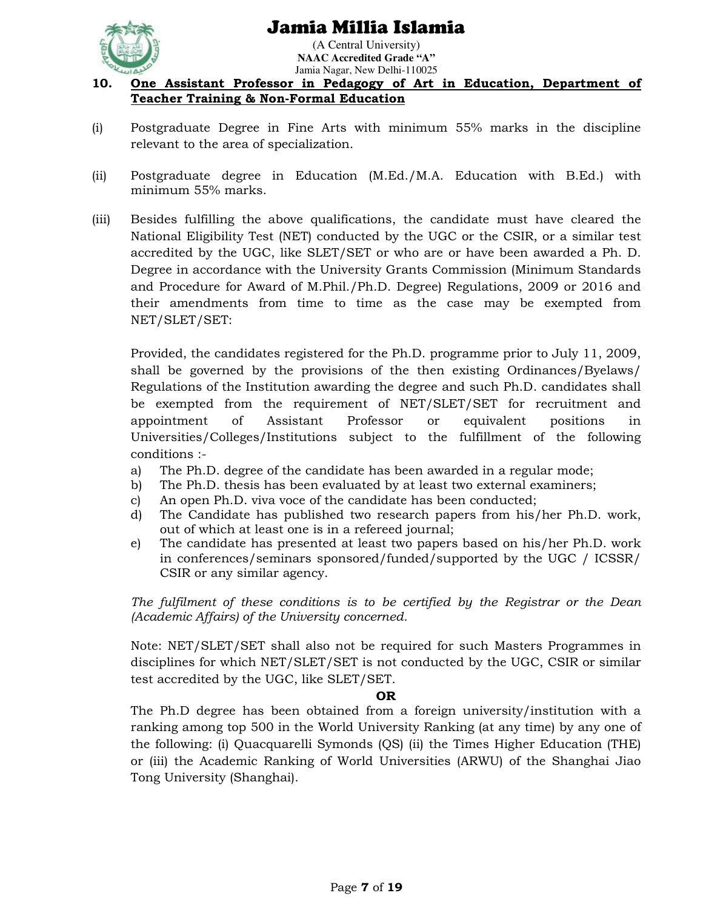**10. One Assistant Professor in Pedagogy of Art in Education, Department of Teacher Training & Non-Formal Education**

(i) Postgraduate Degree in Fine Arts with minimum 55% marks in the discipline relevant to the area of specialization.

(ii) Postgraduate degree in Education (M.Ed./M.A. Education with B.Ed.) with minimum 55% marks.

(iii) Besides fulfilling the above qualifications, the candidate must have cleared the National Eligibility Test (NET) conducted by the UGC or the CSIR, or a similar test accredited by the UGC, like SLET/SET or who are or have been awarded a Ph. D. Degree in accordance with the University Grants Commission (Minimum Standards and Procedure for Award of M.Phil./Ph.D. Degree) Regulations, 2009 or 2016 and their amendments from time to time as the case may be exempted from NET/SLET/SET:

Provided, the candidates registered for the Ph.D. programme prior to July 11, 2009, shall be governed by the provisions of the then existing Ordinances/Byelaws/ Regulations of the Institution awarding the degree and such Ph.D. candidates shall be exempted from the requirement of NET/SLET/SET for recruitment and appointment of Assistant Professor or equivalent positions in Universities/Colleges/Institutions subject to the fulfillment of the following conditions :-

a) The Ph.D. degree of the candidate has been awarded in a regular mode;
b) The Ph.D. thesis has been evaluated by at least two external examiners;
c) An open Ph.D. viva voce of the candidate has been conducted;
d) The Candidate has published two research papers from his/her Ph.D. work, out of which at least one is in a refereed journal;
e) The candidate has presented at least two papers based on his/her Ph.D. work in conferences/seminars sponsored/funded/supported by the UGC / ICSSR/ CSIR or any similar agency.

*The fulfilment of these conditions is to be certified by the Registrar or the Dean (Academic Affairs) of the University concerned.*

Note: NET/SLET/SET shall also not be required for such Masters Programmes in disciplines for which NET/SLET/SET is not conducted by the UGC, CSIR or similar test accredited by the UGC, like SLET/SET.

**OR**

The Ph.D degree has been obtained from a foreign university/institution with a ranking among top 500 in the World University Ranking (at any time) by any one of the following: (i) Quacquarelli Symonds (QS) (ii) the Times Higher Education (THE) or (iii) the Academic Ranking of World Universities (ARWU) of the Shanghai Jiao Tong University (Shanghai).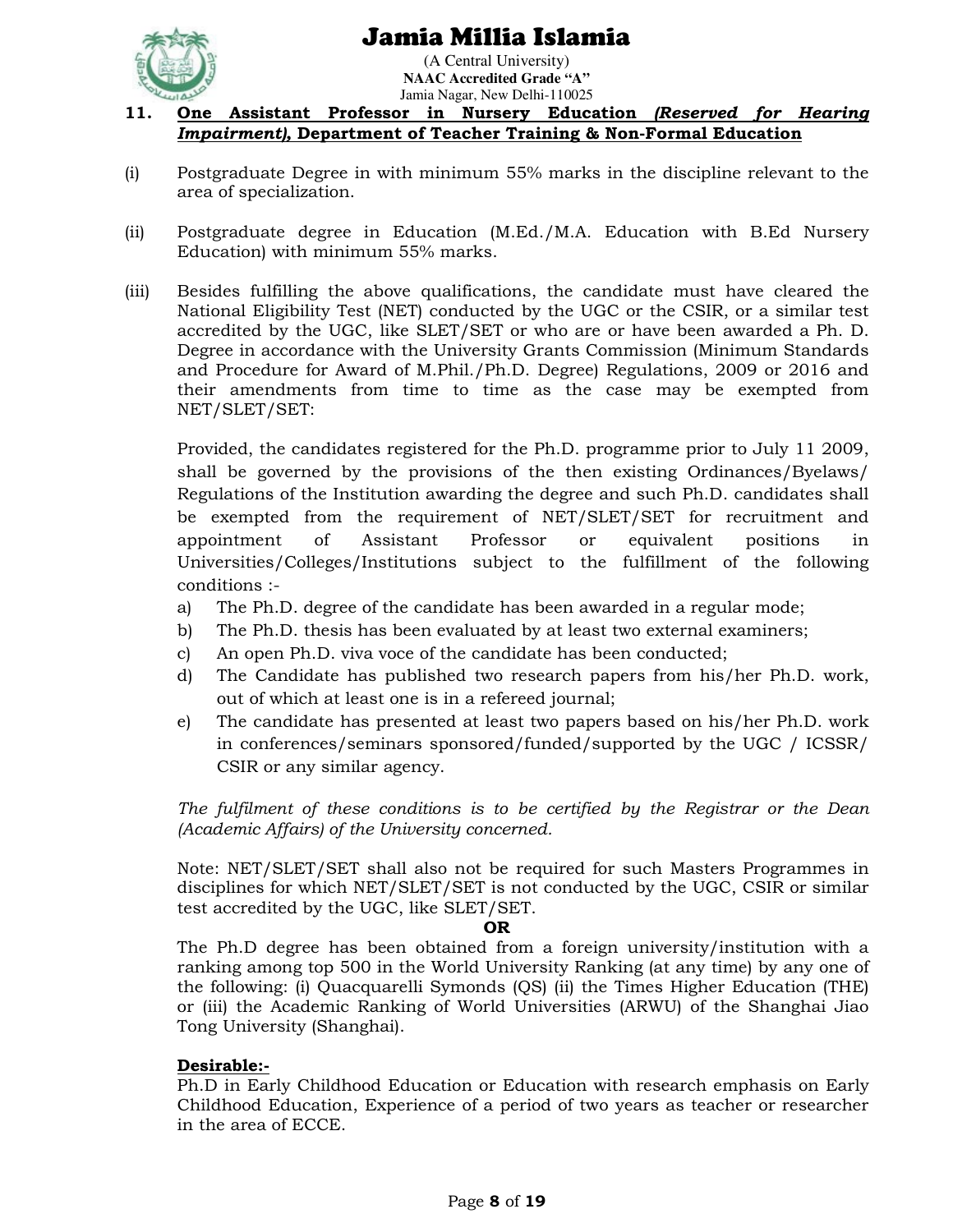**11. One Assistant Professor in Nursery Education *(Reserved for Hearing Impairment)*, Department of Teacher Training & Non-Formal Education**

(i) Postgraduate Degree in with minimum 55% marks in the discipline relevant to the area of specialization.

(ii) Postgraduate degree in Education (M.Ed./M.A. Education with B.Ed Nursery Education) with minimum 55% marks.

(iii) Besides fulfilling the above qualifications, the candidate must have cleared the National Eligibility Test (NET) conducted by the UGC or the CSIR, or a similar test accredited by the UGC, like SLET/SET or who are or have been awarded a Ph. D. Degree in accordance with the University Grants Commission (Minimum Standards and Procedure for Award of M.Phil./Ph.D. Degree) Regulations, 2009 or 2016 and their amendments from time to time as the case may be exempted from NET/SLET/SET:

Provided, the candidates registered for the Ph.D. programme prior to July 11 2009, shall be governed by the provisions of the then existing Ordinances/Byelaws/ Regulations of the Institution awarding the degree and such Ph.D. candidates shall be exempted from the requirement of NET/SLET/SET for recruitment and appointment of Assistant Professor or equivalent positions in Universities/Colleges/Institutions subject to the fulfillment of the following conditions :-

a) The Ph.D. degree of the candidate has been awarded in a regular mode;
b) The Ph.D. thesis has been evaluated by at least two external examiners;
c) An open Ph.D. viva voce of the candidate has been conducted;
d) The Candidate has published two research papers from his/her Ph.D. work, out of which at least one is in a refereed journal;
e) The candidate has presented at least two papers based on his/her Ph.D. work in conferences/seminars sponsored/funded/supported by the UGC / ICSSR/ CSIR or any similar agency.

*The fulfilment of these conditions is to be certified by the Registrar or the Dean (Academic Affairs) of the University concerned.*

Note: NET/SLET/SET shall also not be required for such Masters Programmes in disciplines for which NET/SLET/SET is not conducted by the UGC, CSIR or similar test accredited by the UGC, like SLET/SET.

**OR**

The Ph.D degree has been obtained from a foreign university/institution with a ranking among top 500 in the World University Ranking (at any time) by any one of the following: (i) Quacquarelli Symonds (QS) (ii) the Times Higher Education (THE) or (iii) the Academic Ranking of World Universities (ARWU) of the Shanghai Jiao Tong University (Shanghai).

**Desirable:-**

Ph.D in Early Childhood Education or Education with research emphasis on Early Childhood Education, Experience of a period of two years as teacher or researcher in the area of ECCE.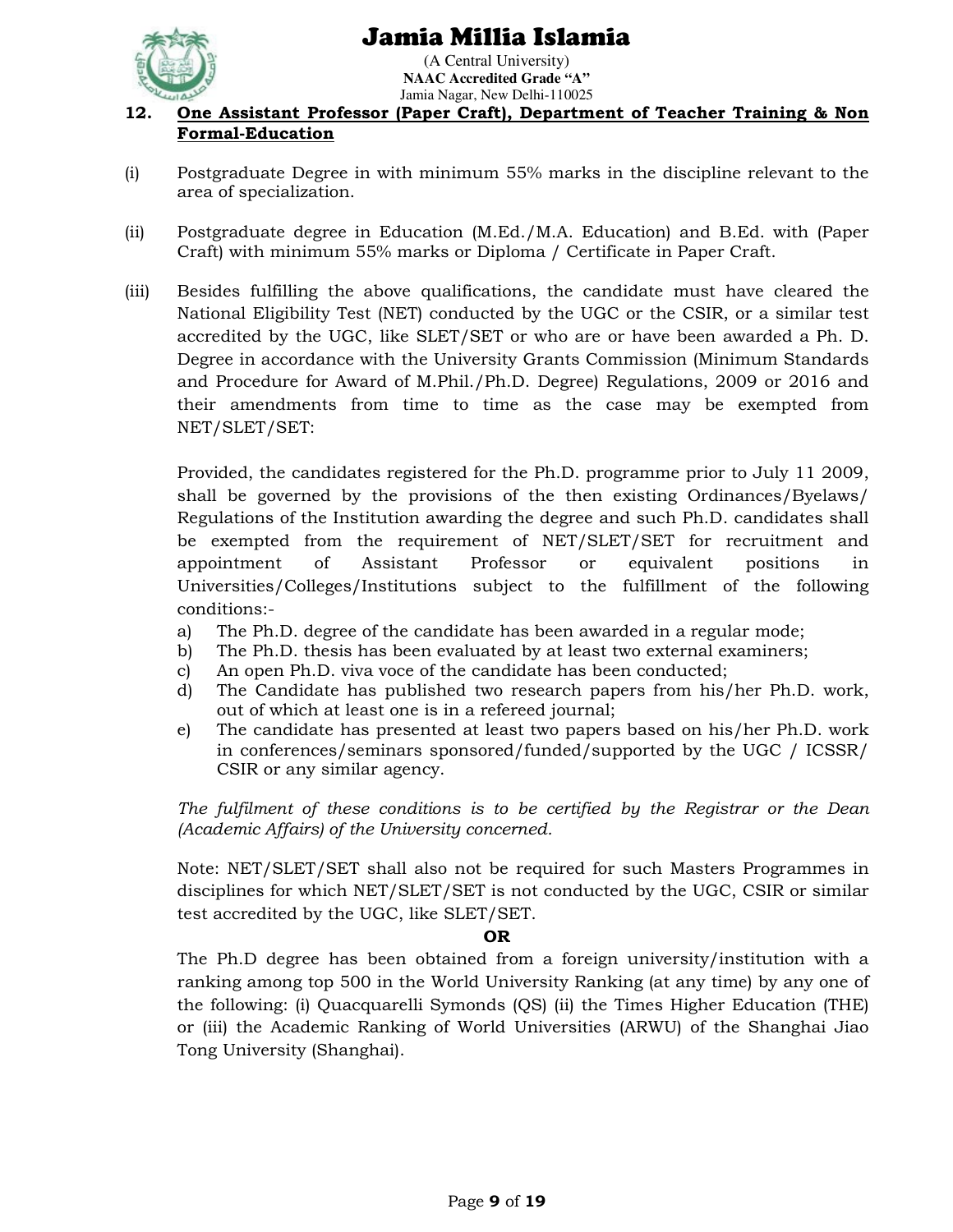## 12. One Assistant Professor (Paper Craft), Department of Teacher Training & Non Formal-Education

(i) Postgraduate Degree in with minimum 55% marks in the discipline relevant to the area of specialization.

(ii) Postgraduate degree in Education (M.Ed./M.A. Education) and B.Ed. with (Paper Craft) with minimum 55% marks or Diploma / Certificate in Paper Craft.

(iii) Besides fulfilling the above qualifications, the candidate must have cleared the National Eligibility Test (NET) conducted by the UGC or the CSIR, or a similar test accredited by the UGC, like SLET/SET or who are or have been awarded a Ph. D. Degree in accordance with the University Grants Commission (Minimum Standards and Procedure for Award of M.Phil./Ph.D. Degree) Regulations, 2009 or 2016 and their amendments from time to time as the case may be exempted from NET/SLET/SET:

Provided, the candidates registered for the Ph.D. programme prior to July 11 2009, shall be governed by the provisions of the then existing Ordinances/Byelaws/ Regulations of the Institution awarding the degree and such Ph.D. candidates shall be exempted from the requirement of NET/SLET/SET for recruitment and appointment of Assistant Professor or equivalent positions in Universities/Colleges/Institutions subject to the fulfillment of the following conditions:-

a) The Ph.D. degree of the candidate has been awarded in a regular mode;
b) The Ph.D. thesis has been evaluated by at least two external examiners;
c) An open Ph.D. viva voce of the candidate has been conducted;
d) The Candidate has published two research papers from his/her Ph.D. work, out of which at least one is in a refereed journal;
e) The candidate has presented at least two papers based on his/her Ph.D. work in conferences/seminars sponsored/funded/supported by the UGC / ICSSR/ CSIR or any similar agency.

*The fulfilment of these conditions is to be certified by the Registrar or the Dean (Academic Affairs) of the University concerned.*

Note: NET/SLET/SET shall also not be required for such Masters Programmes in disciplines for which NET/SLET/SET is not conducted by the UGC, CSIR or similar test accredited by the UGC, like SLET/SET.

**OR**

The Ph.D degree has been obtained from a foreign university/institution with a ranking among top 500 in the World University Ranking (at any time) by any one of the following: (i) Quacquarelli Symonds (QS) (ii) the Times Higher Education (THE) or (iii) the Academic Ranking of World Universities (ARWU) of the Shanghai Jiao Tong University (Shanghai).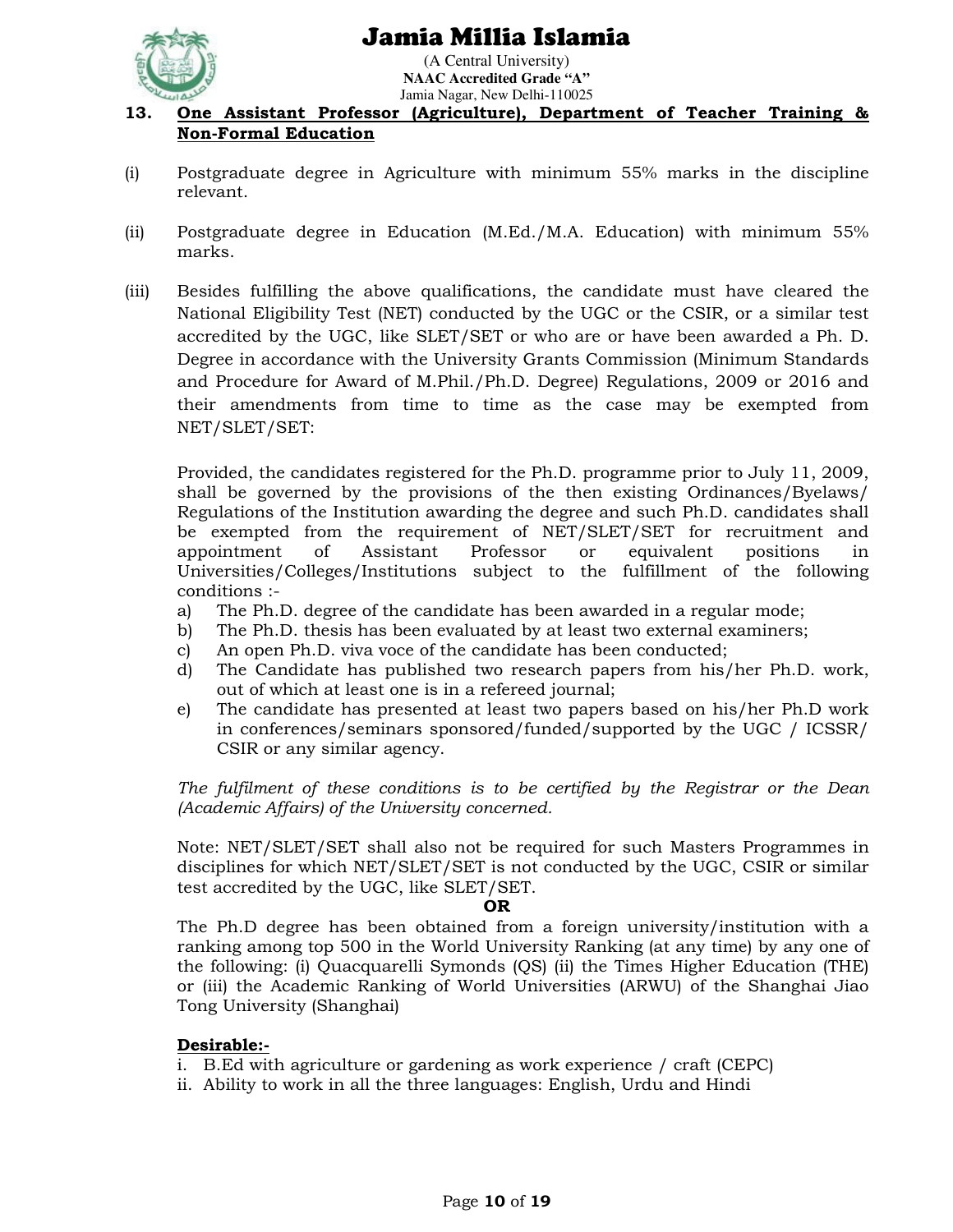## 13. One Assistant Professor (Agriculture), Department of Teacher Training & Non-Formal Education

(i) Postgraduate degree in Agriculture with minimum 55% marks in the discipline relevant.

(ii) Postgraduate degree in Education (M.Ed./M.A. Education) with minimum 55% marks.

(iii) Besides fulfilling the above qualifications, the candidate must have cleared the National Eligibility Test (NET) conducted by the UGC or the CSIR, or a similar test accredited by the UGC, like SLET/SET or who are or have been awarded a Ph. D. Degree in accordance with the University Grants Commission (Minimum Standards and Procedure for Award of M.Phil./Ph.D. Degree) Regulations, 2009 or 2016 and their amendments from time to time as the case may be exempted from NET/SLET/SET:

Provided, the candidates registered for the Ph.D. programme prior to July 11, 2009, shall be governed by the provisions of the then existing Ordinances/Byelaws/ Regulations of the Institution awarding the degree and such Ph.D. candidates shall be exempted from the requirement of NET/SLET/SET for recruitment and appointment of Assistant Professor or equivalent positions in Universities/Colleges/Institutions subject to the fulfillment of the following conditions :-

a) The Ph.D. degree of the candidate has been awarded in a regular mode;
b) The Ph.D. thesis has been evaluated by at least two external examiners;
c) An open Ph.D. viva voce of the candidate has been conducted;
d) The Candidate has published two research papers from his/her Ph.D. work, out of which at least one is in a refereed journal;
e) The candidate has presented at least two papers based on his/her Ph.D work in conferences/seminars sponsored/funded/supported by the UGC / ICSSR/ CSIR or any similar agency.

*The fulfilment of these conditions is to be certified by the Registrar or the Dean (Academic Affairs) of the University concerned.*

Note: NET/SLET/SET shall also not be required for such Masters Programmes in disciplines for which NET/SLET/SET is not conducted by the UGC, CSIR or similar test accredited by the UGC, like SLET/SET.

**OR**

The Ph.D degree has been obtained from a foreign university/institution with a ranking among top 500 in the World University Ranking (at any time) by any one of the following: (i) Quacquarelli Symonds (QS) (ii) the Times Higher Education (THE) or (iii) the Academic Ranking of World Universities (ARWU) of the Shanghai Jiao Tong University (Shanghai)

**Desirable:-**

i. B.Ed with agriculture or gardening as work experience / craft (CEPC)
ii. Ability to work in all the three languages: English, Urdu and Hindi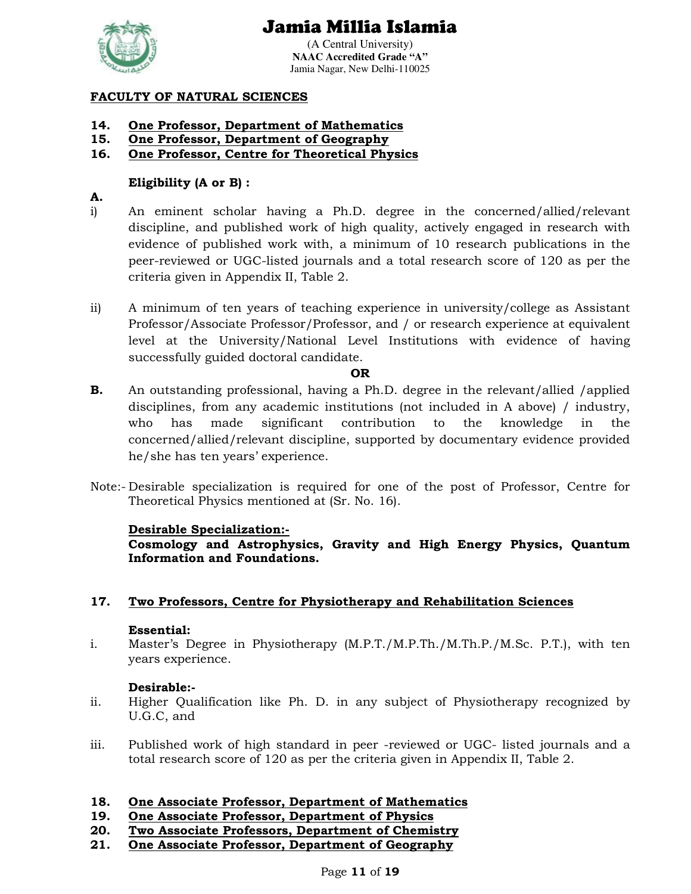**FACULTY OF NATURAL SCIENCES**

**14. One Professor, Department of Mathematics**
**15. One Professor, Department of Geography**
**16. One Professor, Centre for Theoretical Physics**

**Eligibility (A or B) :**

**A.**

i) An eminent scholar having a Ph.D. degree in the concerned/allied/relevant discipline, and published work of high quality, actively engaged in research with evidence of published work with, a minimum of 10 research publications in the peer-reviewed or UGC-listed journals and a total research score of 120 as per the criteria given in Appendix II, Table 2.

ii) A minimum of ten years of teaching experience in university/college as Assistant Professor/Associate Professor/Professor, and / or research experience at equivalent level at the University/National Level Institutions with evidence of having successfully guided doctoral candidate.

**OR**

**B.** An outstanding professional, having a Ph.D. degree in the relevant/allied /applied disciplines, from any academic institutions (not included in A above) / industry, who has made significant contribution to the knowledge in the concerned/allied/relevant discipline, supported by documentary evidence provided he/she has ten years' experience.

Note:- Desirable specialization is required for one of the post of Professor, Centre for Theoretical Physics mentioned at (Sr. No. 16).

**Desirable Specialization:-**
**Cosmology and Astrophysics, Gravity and High Energy Physics, Quantum Information and Foundations.**

**17. Two Professors, Centre for Physiotherapy and Rehabilitation Sciences**

**Essential:**

i. Master's Degree in Physiotherapy (M.P.T./M.P.Th./M.Th.P./M.Sc. P.T.), with ten years experience.

**Desirable:-**

ii. Higher Qualification like Ph. D. in any subject of Physiotherapy recognized by U.G.C, and

iii. Published work of high standard in peer -reviewed or UGC- listed journals and a total research score of 120 as per the criteria given in Appendix II, Table 2.

**18. One Associate Professor, Department of Mathematics**
**19. One Associate Professor, Department of Physics**
**20. Two Associate Professors, Department of Chemistry**
**21. One Associate Professor, Department of Geography**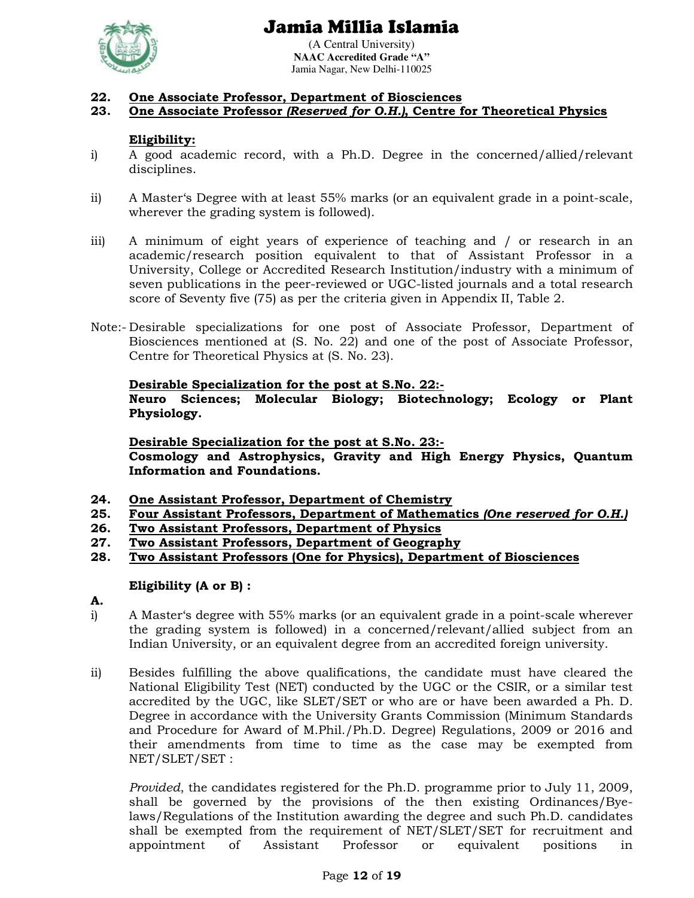**22. <u>One Associate Professor, Department of Biosciences</u>**
**23. <u>One Associate Professor *(Reserved for O.H.)*, Centre for Theoretical Physics</u>**

**<u>Eligibility:</u>**

i) A good academic record, with a Ph.D. Degree in the concerned/allied/relevant disciplines.

ii) A Master's Degree with at least 55% marks (or an equivalent grade in a point-scale, wherever the grading system is followed).

iii) A minimum of eight years of experience of teaching and / or research in an academic/research position equivalent to that of Assistant Professor in a University, College or Accredited Research Institution/industry with a minimum of seven publications in the peer-reviewed or UGC-listed journals and a total research score of Seventy five (75) as per the criteria given in Appendix II, Table 2.

Note:- Desirable specializations for one post of Associate Professor, Department of Biosciences mentioned at (S. No. 22) and one of the post of Associate Professor, Centre for Theoretical Physics at (S. No. 23).

**<u>Desirable Specialization for the post at S.No. 22:-</u>**
**Neuro Sciences; Molecular Biology; Biotechnology; Ecology or Plant Physiology.**

**<u>Desirable Specialization for the post at S.No. 23:-</u>**
**Cosmology and Astrophysics, Gravity and High Energy Physics, Quantum Information and Foundations.**

**24. <u>One Assistant Professor, Department of Chemistry</u>**
**25. <u>Four Assistant Professors, Department of Mathematics *(One reserved for O.H.)*</u>**
**26. <u>Two Assistant Professors, Department of Physics</u>**
**27. <u>Two Assistant Professors, Department of Geography</u>**
**28. <u>Two Assistant Professors (One for Physics), Department of Biosciences</u>**

**Eligibility (A or B) :**

**A.**

i) A Master's degree with 55% marks (or an equivalent grade in a point-scale wherever the grading system is followed) in a concerned/relevant/allied subject from an Indian University, or an equivalent degree from an accredited foreign university.

ii) Besides fulfilling the above qualifications, the candidate must have cleared the National Eligibility Test (NET) conducted by the UGC or the CSIR, or a similar test accredited by the UGC, like SLET/SET or who are or have been awarded a Ph. D. Degree in accordance with the University Grants Commission (Minimum Standards and Procedure for Award of M.Phil./Ph.D. Degree) Regulations, 2009 or 2016 and their amendments from time to time as the case may be exempted from NET/SLET/SET :

*Provided*, the candidates registered for the Ph.D. programme prior to July 11, 2009, shall be governed by the provisions of the then existing Ordinances/Bye-laws/Regulations of the Institution awarding the degree and such Ph.D. candidates shall be exempted from the requirement of NET/SLET/SET for recruitment and appointment of Assistant Professor or equivalent positions in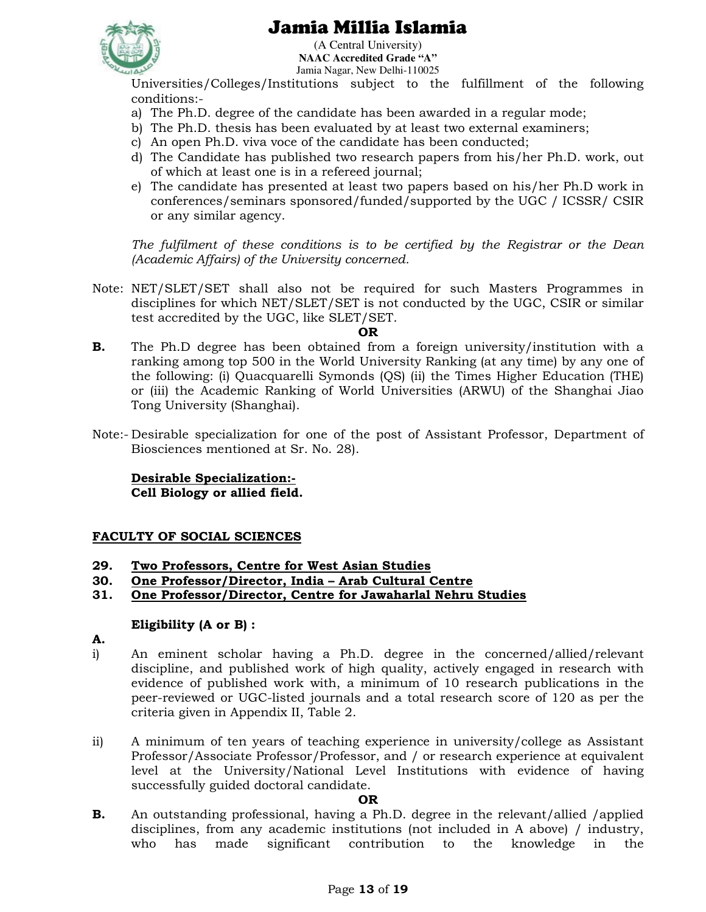Universities/Colleges/Institutions subject to the fulfillment of the following conditions:-

a) The Ph.D. degree of the candidate has been awarded in a regular mode;
b) The Ph.D. thesis has been evaluated by at least two external examiners;
c) An open Ph.D. viva voce of the candidate has been conducted;
d) The Candidate has published two research papers from his/her Ph.D. work, out of which at least one is in a refereed journal;
e) The candidate has presented at least two papers based on his/her Ph.D work in conferences/seminars sponsored/funded/supported by the UGC / ICSSR/ CSIR or any similar agency.

*The fulfilment of these conditions is to be certified by the Registrar or the Dean (Academic Affairs) of the University concerned.*

Note: NET/SLET/SET shall also not be required for such Masters Programmes in disciplines for which NET/SLET/SET is not conducted by the UGC, CSIR or similar test accredited by the UGC, like SLET/SET.

**OR**

**B.** The Ph.D degree has been obtained from a foreign university/institution with a ranking among top 500 in the World University Ranking (at any time) by any one of the following: (i) Quacquarelli Symonds (QS) (ii) the Times Higher Education (THE) or (iii) the Academic Ranking of World Universities (ARWU) of the Shanghai Jiao Tong University (Shanghai).

Note:- Desirable specialization for one of the post of Assistant Professor, Department of Biosciences mentioned at Sr. No. 28).

**Desirable Specialization:-**
**Cell Biology or allied field.**

**FACULTY OF SOCIAL SCIENCES**

**29. Two Professors, Centre for West Asian Studies**
**30. One Professor/Director, India – Arab Cultural Centre**
**31. One Professor/Director, Centre for Jawaharlal Nehru Studies**

**Eligibility (A or B) :**

**A.**

i) An eminent scholar having a Ph.D. degree in the concerned/allied/relevant discipline, and published work of high quality, actively engaged in research with evidence of published work with, a minimum of 10 research publications in the peer-reviewed or UGC-listed journals and a total research score of 120 as per the criteria given in Appendix II, Table 2.

ii) A minimum of ten years of teaching experience in university/college as Assistant Professor/Associate Professor/Professor, and / or research experience at equivalent level at the University/National Level Institutions with evidence of having successfully guided doctoral candidate.

**OR**

**B.** An outstanding professional, having a Ph.D. degree in the relevant/allied /applied disciplines, from any academic institutions (not included in A above) / industry, who has made significant contribution to the knowledge in the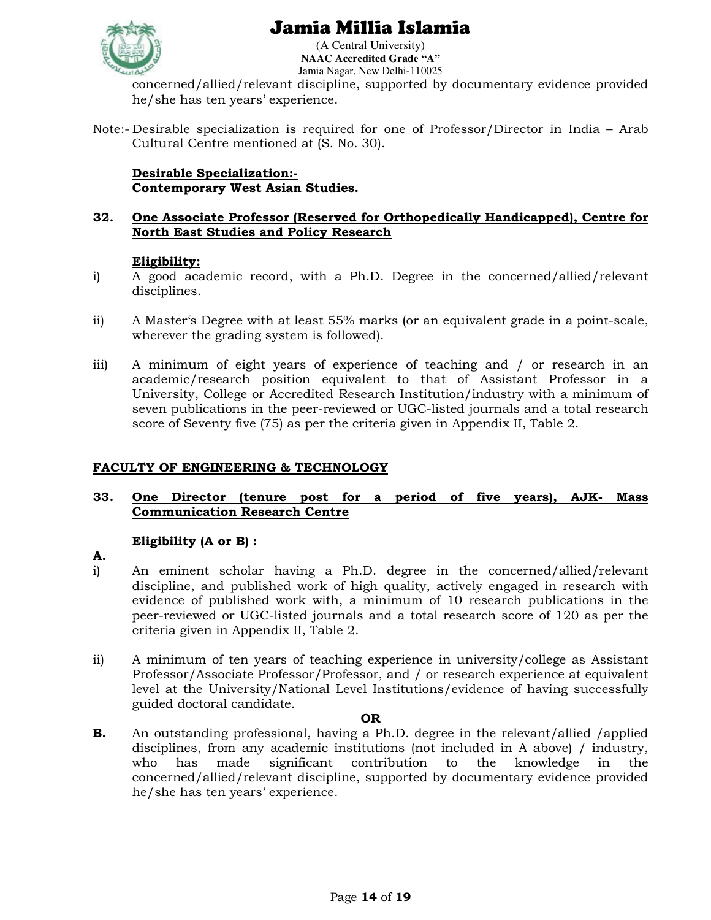concerned/allied/relevant discipline, supported by documentary evidence provided he/she has ten years' experience.

Note:- Desirable specialization is required for one of Professor/Director in India – Arab Cultural Centre mentioned at (S. No. 30).

**Desirable Specialization:-**
**Contemporary West Asian Studies.**

**32. One Associate Professor (Reserved for Orthopedically Handicapped), Centre for North East Studies and Policy Research**

**Eligibility:**

i) A good academic record, with a Ph.D. Degree in the concerned/allied/relevant disciplines.

ii) A Master's Degree with at least 55% marks (or an equivalent grade in a point-scale, wherever the grading system is followed).

iii) A minimum of eight years of experience of teaching and / or research in an academic/research position equivalent to that of Assistant Professor in a University, College or Accredited Research Institution/industry with a minimum of seven publications in the peer-reviewed or UGC-listed journals and a total research score of Seventy five (75) as per the criteria given in Appendix II, Table 2.

**FACULTY OF ENGINEERING & TECHNOLOGY**

**33. One Director (tenure post for a period of five years), AJK- Mass Communication Research Centre**

**Eligibility (A or B) :**

**A.**

i) An eminent scholar having a Ph.D. degree in the concerned/allied/relevant discipline, and published work of high quality, actively engaged in research with evidence of published work with, a minimum of 10 research publications in the peer-reviewed or UGC-listed journals and a total research score of 120 as per the criteria given in Appendix II, Table 2.

ii) A minimum of ten years of teaching experience in university/college as Assistant Professor/Associate Professor/Professor, and / or research experience at equivalent level at the University/National Level Institutions/evidence of having successfully guided doctoral candidate.

**OR**

**B.** An outstanding professional, having a Ph.D. degree in the relevant/allied /applied disciplines, from any academic institutions (not included in A above) / industry, who has made significant contribution to the knowledge in the concerned/allied/relevant discipline, supported by documentary evidence provided he/she has ten years' experience.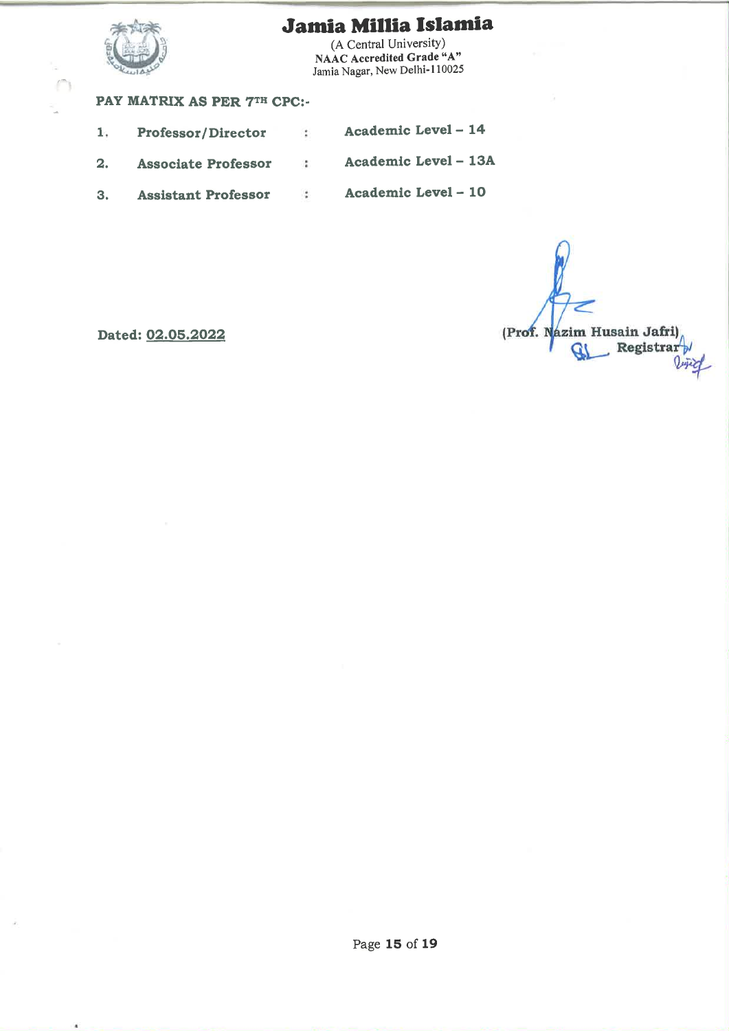# Jamia Millia Islamia

(A Central University)
NAAC Accredited Grade "A"
Jamia Nagar, New Delhi-110025

**PAY MATRIX AS PER 7TH CPC:-**

1. **Professor/Director** : **Academic Level – 14**
2. **Associate Professor** : **Academic Level – 13A**
3. **Assistant Professor** : **Academic Level – 10**

**Dated: 02.05.2022**

(Prof. Nazim Husain Jafri)
Registrar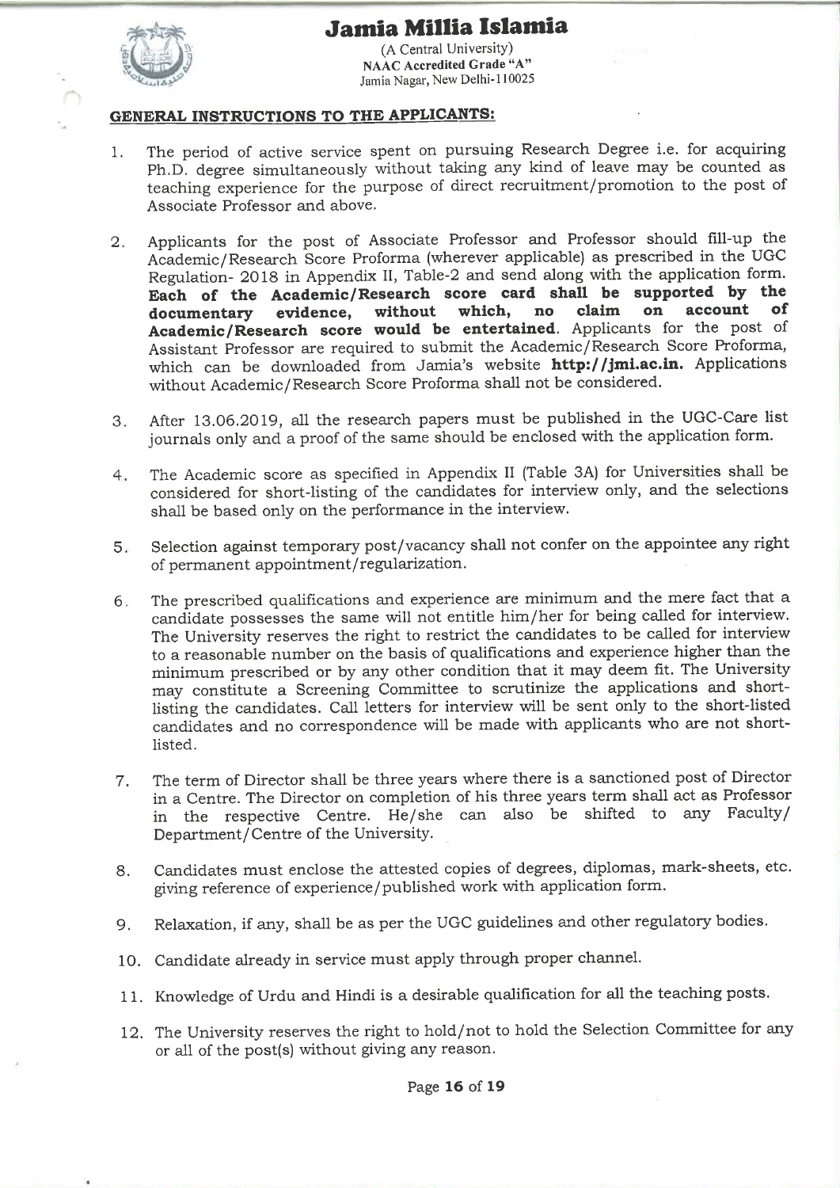# Jamia Millia Islamia

(A Central University)
NAAC Accredited Grade "A"
Jamia Nagar, New Delhi-110025

## GENERAL INSTRUCTIONS TO THE APPLICANTS:

1. The period of active service spent on pursuing Research Degree i.e. for acquiring Ph.D. degree simultaneously without taking any kind of leave may be counted as teaching experience for the purpose of direct recruitment/promotion to the post of Associate Professor and above.

2. Applicants for the post of Associate Professor and Professor should fill-up the Academic/Research Score Proforma (wherever applicable) as prescribed in the UGC Regulation- 2018 in Appendix II, Table-2 and send along with the application form. **Each of the Academic/Research score card shall be supported by the documentary evidence, without which, no claim on account of Academic/Research score would be entertained**. Applicants for the post of Assistant Professor are required to submit the Academic/Research Score Proforma, which can be downloaded from Jamia's website **http://jmi.ac.in.** Applications without Academic/Research Score Proforma shall not be considered.

3. After 13.06.2019, all the research papers must be published in the UGC-Care list journals only and a proof of the same should be enclosed with the application form.

4. The Academic score as specified in Appendix II (Table 3A) for Universities shall be considered for short-listing of the candidates for interview only, and the selections shall be based only on the performance in the interview.

5. Selection against temporary post/vacancy shall not confer on the appointee any right of permanent appointment/regularization.

6. The prescribed qualifications and experience are minimum and the mere fact that a candidate possesses the same will not entitle him/her for being called for interview. The University reserves the right to restrict the candidates to be called for interview to a reasonable number on the basis of qualifications and experience higher than the minimum prescribed or by any other condition that it may deem fit. The University may constitute a Screening Committee to scrutinize the applications and short-listing the candidates. Call letters for interview will be sent only to the short-listed candidates and no correspondence will be made with applicants who are not short-listed.

7. The term of Director shall be three years where there is a sanctioned post of Director in a Centre. The Director on completion of his three years term shall act as Professor in the respective Centre. He/she can also be shifted to any Faculty/ Department/Centre of the University.

8. Candidates must enclose the attested copies of degrees, diplomas, mark-sheets, etc. giving reference of experience/published work with application form.

9. Relaxation, if any, shall be as per the UGC guidelines and other regulatory bodies.

10. Candidate already in service must apply through proper channel.

11. Knowledge of Urdu and Hindi is a desirable qualification for all the teaching posts.

12. The University reserves the right to hold/not to hold the Selection Committee for any or all of the post(s) without giving any reason.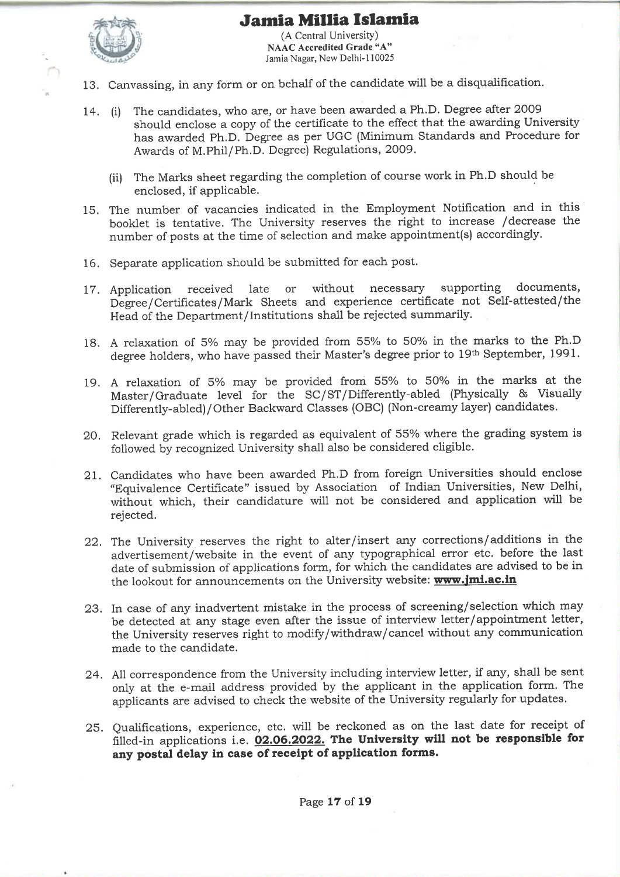# Jamia Millia Islamia

(A Central University)
**NAAC Accredited Grade "A"**
Jamia Nagar, New Delhi-110025

13. Canvassing, in any form or on behalf of the candidate will be a disqualification.

14. (i) The candidates, who are, or have been awarded a Ph.D. Degree after 2009 should enclose a copy of the certificate to the effect that the awarding University has awarded Ph.D. Degree as per UGC (Minimum Standards and Procedure for Awards of M.Phil/Ph.D. Degree) Regulations, 2009.

    (ii) The Marks sheet regarding the completion of course work in Ph.D should be enclosed, if applicable.

15. The number of vacancies indicated in the Employment Notification and in this booklet is tentative. The University reserves the right to increase /decrease the number of posts at the time of selection and make appointment(s) accordingly.

16. Separate application should be submitted for each post.

17. Application received late or without necessary supporting documents, Degree/Certificates/Mark Sheets and experience certificate not Self-attested/the Head of the Department/Institutions shall be rejected summarily.

18. A relaxation of 5% may be provided from 55% to 50% in the marks to the Ph.D degree holders, who have passed their Master's degree prior to 19th September, 1991.

19. A relaxation of 5% may be provided from 55% to 50% in the marks at the Master/Graduate level for the SC/ST/Differently-abled (Physically & Visually Differently-abled)/Other Backward Classes (OBC) (Non-creamy layer) candidates.

20. Relevant grade which is regarded as equivalent of 55% where the grading system is followed by recognized University shall also be considered eligible.

21. Candidates who have been awarded Ph.D from foreign Universities should enclose "Equivalence Certificate" issued by Association of Indian Universities, New Delhi, without which, their candidature will not be considered and application will be rejected.

22. The University reserves the right to alter/insert any corrections/additions in the advertisement/website in the event of any typographical error etc. before the last date of submission of applications form, for which the candidates are advised to be in the lookout for announcements on the University website: **www.jmi.ac.in**

23. In case of any inadvertent mistake in the process of screening/selection which may be detected at any stage even after the issue of interview letter/appointment letter, the University reserves right to modify/withdraw/cancel without any communication made to the candidate.

24. All correspondence from the University including interview letter, if any, shall be sent only at the e-mail address provided by the applicant in the application form. The applicants are advised to check the website of the University regularly for updates.

25. Qualifications, experience, etc. will be reckoned as on the last date for receipt of filled-in applications i.e. **02.06.2022. The University will not be responsible for any postal delay in case of receipt of application forms.**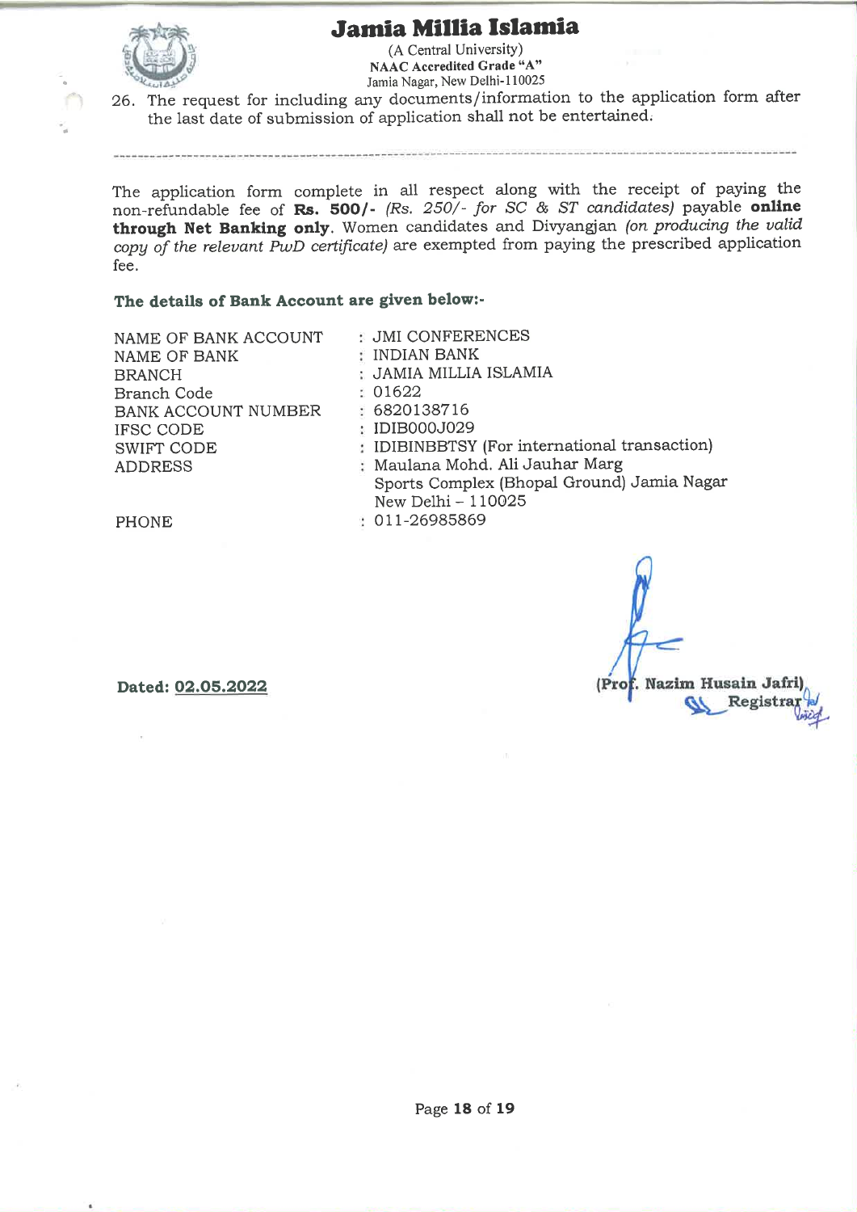26. The request for including any documents/information to the application form after the last date of submission of application shall not be entertained.

---

The application form complete in all respect along with the receipt of paying the non-refundable fee of **Rs. 500/-** *(Rs. 250/- for SC & ST candidates)* payable **online through Net Banking only**. Women candidates and Divyangjan *(on producing the valid copy of the relevant PwD certificate)* are exempted from paying the prescribed application fee.

**The details of Bank Account are given below:-**

| | |
|---|---|
| NAME OF BANK ACCOUNT | : JMI CONFERENCES |
| NAME OF BANK | : INDIAN BANK |
| BRANCH | : JAMIA MILLIA ISLAMIA |
| Branch Code | : 01622 |
| BANK ACCOUNT NUMBER | : 6820138716 |
| IFSC CODE | : IDIB000J029 |
| SWIFT CODE | : IDIBINBBTSY (For international transaction) |
| ADDRESS | : Maulana Mohd. Ali Jauhar Marg Sports Complex (Bhopal Ground) Jamia Nagar New Delhi – 110025 |
| PHONE | : 011-26985869 |

**Dated: 02.05.2022**

**(Prof. Nazim Husain Jafri)**
**Registrar**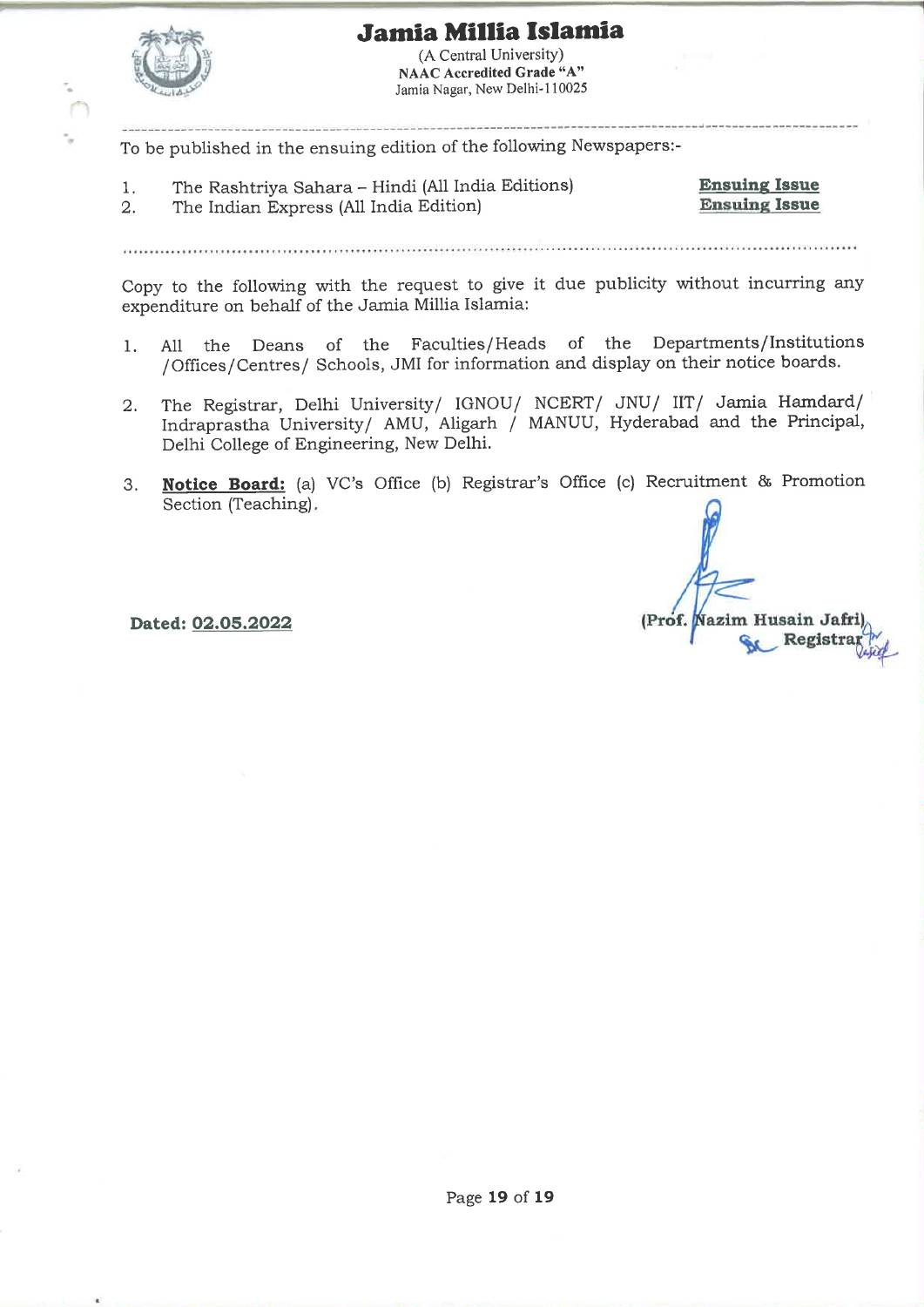# Jamia Millia Islamia

(A Central University)
**NAAC Accredited Grade "A"**
Jamia Nagar, New Delhi-110025

---

To be published in the ensuing edition of the following Newspapers:-

| | | |
|---|---|---|
| 1. | The Rashtriya Sahara – Hindi (All India Editions) | **Ensuing Issue** |
| 2. | The Indian Express (All India Edition) | **Ensuing Issue** |

.......................................................................................................................

Copy to the following with the request to give it due publicity without incurring any expenditure on behalf of the Jamia Millia Islamia:

1. All the Deans of the Faculties/Heads of the Departments/Institutions /Offices/Centres/ Schools, JMI for information and display on their notice boards.

2. The Registrar, Delhi University/ IGNOU/ NCERT/ JNU/ IIT/ Jamia Hamdard/ Indraprastha University/ AMU, Aligarh / MANUU, Hyderabad and the Principal, Delhi College of Engineering, New Delhi.

3. **Notice Board:** (a) VC's Office (b) Registrar's Office (c) Recruitment & Promotion Section (Teaching).

**Dated: 02.05.2022**

**(Prof. Nazim Husain Jafri)**
**Registrar**